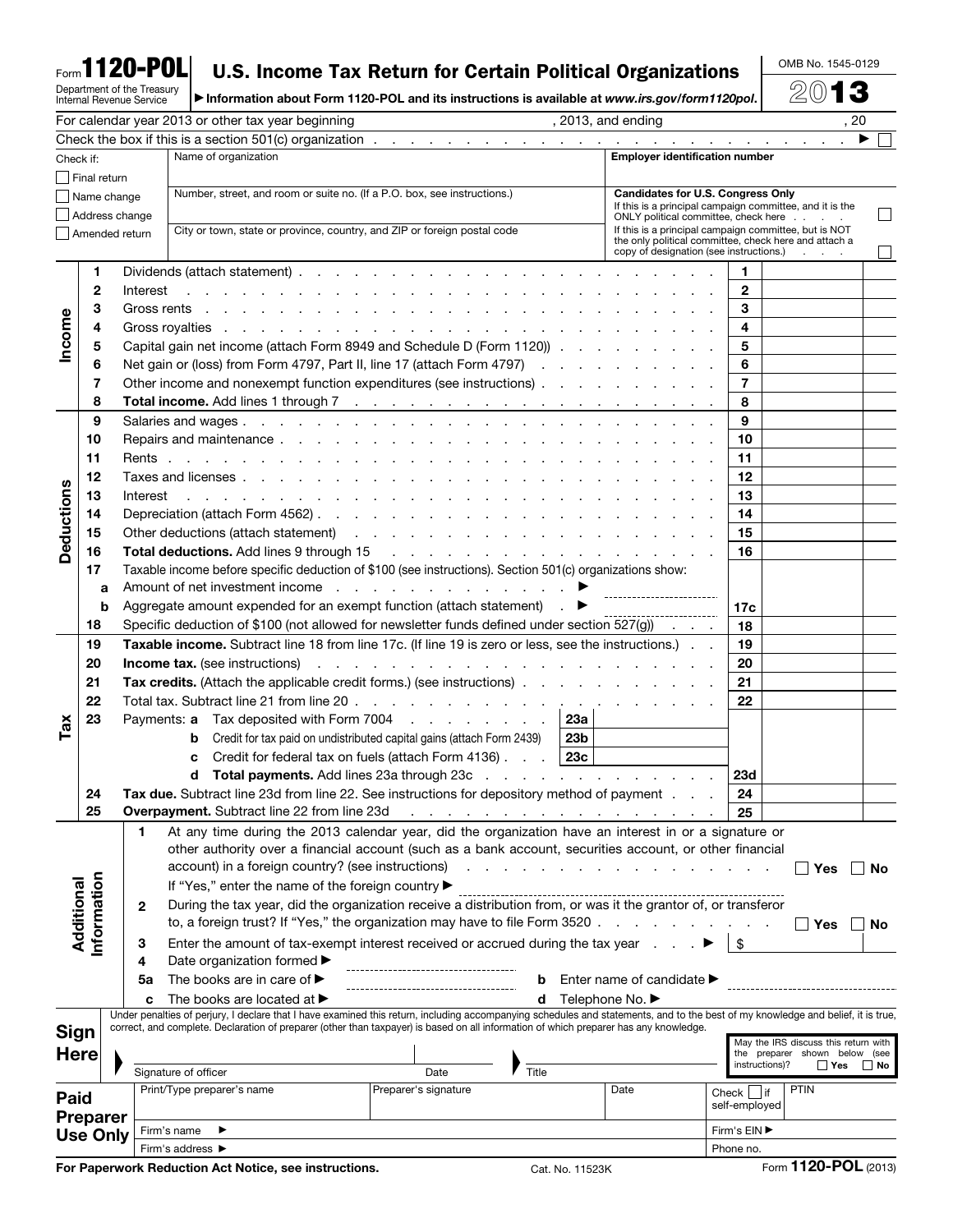Form **1120-POL**

Department of the Treasury
Internal Revenue Service

# U.S. Income Tax Return for Certain Political Organizations

▶ Information about Form 1120-POL and its instructions is available at *www.irs.gov/form1120pol*.

OMB No. 1545-0129

**2013**

For calendar year 2013 or other tax year beginning , 2013, and ending , 20

Check the box if this is a section 501(c) organization . . . . . . . . . . . . . . . . ▶ ☐

| Check if: | Name of organization | Employer identification number |
|---|---|---|
| ☐ Final return | | |
| ☐ Name change | Number, street, and room or suite no. (If a P.O. box, see instructions.) | **Candidates for U.S. Congress Only** If this is a principal campaign committee, and it is the ONLY political committee, check here . . . . ☐ |
| ☐ Address change | | |
| ☐ Amended return | City or town, state or province, country, and ZIP or foreign postal code | If this is a principal campaign committee, but is NOT the only political committee, check here and attach a copy of designation (see instructions.) . . . ☐ |

## Income

| | | | |
|---|---|---|---|
| 1 | Dividends (attach statement) | 1 | |
| 2 | Interest | 2 | |
| 3 | Gross rents | 3 | |
| 4 | Gross royalties | 4 | |
| 5 | Capital gain net income (attach Form 8949 and Schedule D (Form 1120)) | 5 | |
| 6 | Net gain or (loss) from Form 4797, Part II, line 17 (attach Form 4797) | 6 | |
| 7 | Other income and nonexempt function expenditures (see instructions) | 7 | |
| 8 | **Total income.** Add lines 1 through 7 | 8 | |

## Deductions

| | | | |
|---|---|---|---|
| 9 | Salaries and wages | 9 | |
| 10 | Repairs and maintenance | 10 | |
| 11 | Rents | 11 | |
| 12 | Taxes and licenses | 12 | |
| 13 | Interest | 13 | |
| 14 | Depreciation (attach Form 4562) | 14 | |
| 15 | Other deductions (attach statement) | 15 | |
| 16 | **Total deductions.** Add lines 9 through 15 | 16 | |
| 17 | Taxable income before specific deduction of $100 (see instructions). Section 501(c) organizations show: | | |
| a | Amount of net investment income ▶ | | |
| b | Aggregate amount expended for an exempt function (attach statement) ▶ | 17c | |
| 18 | Specific deduction of $100 (not allowed for newsletter funds defined under section 527(g)) | 18 | |

## Tax

| | | | | | |
|---|---|---|---|---|---|
| 19 | **Taxable income.** Subtract line 18 from line 17c. (If line 19 is zero or less, see the instructions.) | | | 19 | |
| 20 | **Income tax.** (see instructions) | | | 20 | |
| 21 | **Tax credits.** (Attach the applicable credit forms.) (see instructions) | | | 21 | |
| 22 | Total tax. Subtract line 21 from line 20 | | | 22 | |
| 23 | Payments: **a** Tax deposited with Form 7004 | 23a | | | |
| | **b** Credit for tax paid on undistributed capital gains (attach Form 2439) | 23b | | | |
| | **c** Credit for federal tax on fuels (attach Form 4136) | 23c | | | |
| | **d** **Total payments.** Add lines 23a through 23c | | | 23d | |
| 24 | **Tax due.** Subtract line 23d from line 22. See instructions for depository method of payment | | | 24 | |
| 25 | **Overpayment.** Subtract line 22 from line 23d | | | 25 | |

## Additional Information

1. At any time during the 2013 calendar year, did the organization have an interest in or a signature or other authority over a financial account (such as a bank account, securities account, or other financial account) in a foreign country? (see instructions) ☐ Yes ☐ No
   If "Yes," enter the name of the foreign country ▶
2. During the tax year, did the organization receive a distribution from, or was it the grantor of, or transferor to, a foreign trust? If "Yes," the organization may have to file Form 3520 ☐ Yes ☐ No
3. Enter the amount of tax-exempt interest received or accrued during the tax year ▶ $
4. Date organization formed ▶
5. **a** The books are in care of ▶ **b** Enter name of candidate ▶
   **c** The books are located at ▶ **d** Telephone No. ▶

## Sign Here

Under penalties of perjury, I declare that I have examined this return, including accompanying schedules and statements, and to the best of my knowledge and belief, it is true, correct, and complete. Declaration of preparer (other than taxpayer) is based on all information of which preparer has any knowledge.

| Signature of officer | Date | Title | May the IRS discuss this return with the preparer shown below (see instructions)? ☐ Yes ☐ No |
|---|---|---|---|

## Paid Preparer Use Only

| Print/Type preparer's name | Preparer's signature | Date | Check ☐ if self-employed | PTIN |
|---|---|---|---|---|
| Firm's name ▶ | | | Firm's EIN ▶ | |
| Firm's address ▶ | | | Phone no. | |

**For Paperwork Reduction Act Notice, see instructions.** Cat. No. 11523K Form **1120-POL** (2013)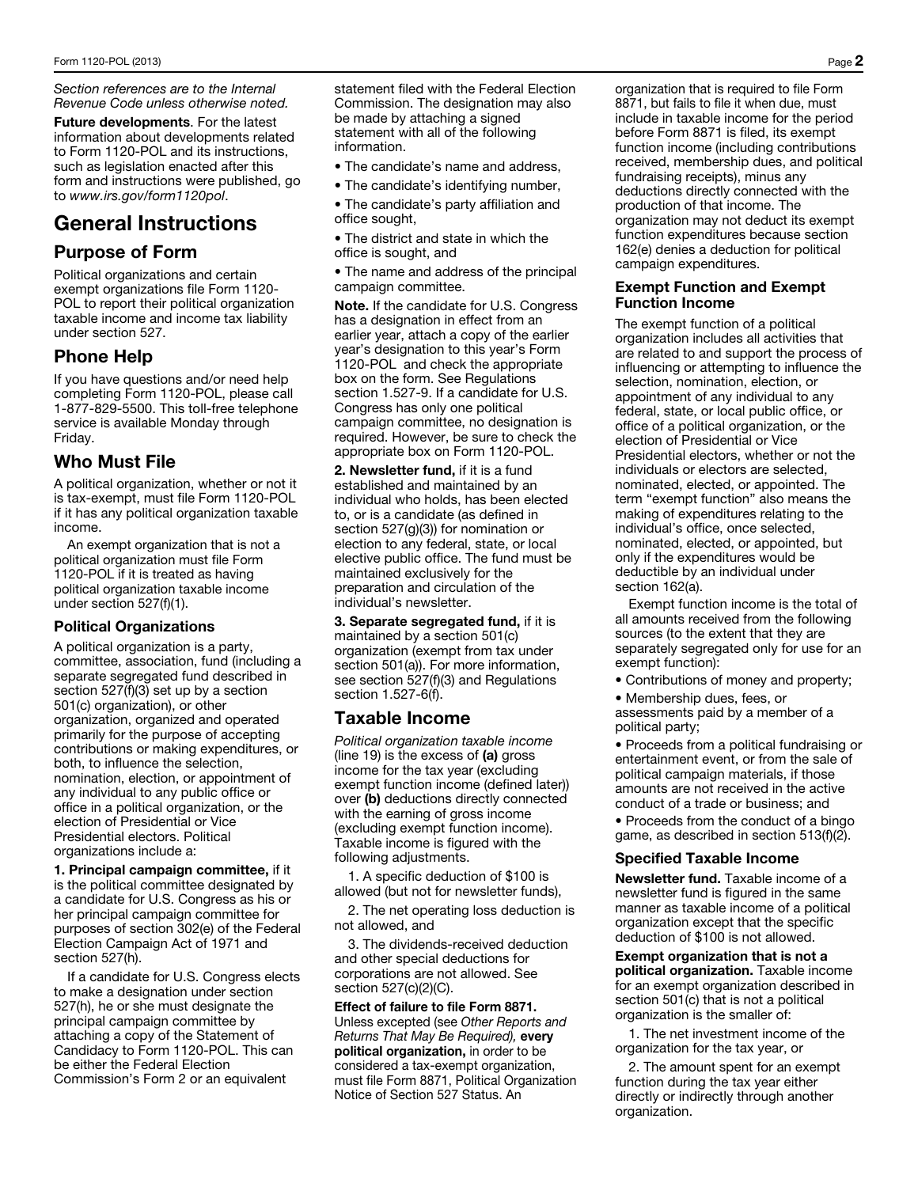*Section references are to the Internal Revenue Code unless otherwise noted.*

**Future developments**. For the latest information about developments related to Form 1120-POL and its instructions, such as legislation enacted after this form and instructions were published, go to *www.irs.gov/form1120pol*.

# General Instructions

## Purpose of Form

Political organizations and certain exempt organizations file Form 1120-POL to report their political organization taxable income and income tax liability under section 527.

## Phone Help

If you have questions and/or need help completing Form 1120-POL, please call 1-877-829-5500. This toll-free telephone service is available Monday through Friday.

## Who Must File

A political organization, whether or not it is tax-exempt, must file Form 1120-POL if it has any political organization taxable income.

An exempt organization that is not a political organization must file Form 1120-POL if it is treated as having political organization taxable income under section 527(f)(1).

### Political Organizations

A political organization is a party, committee, association, fund (including a separate segregated fund described in section 527(f)(3) set up by a section 501(c) organization), or other organization, organized and operated primarily for the purpose of accepting contributions or making expenditures, or both, to influence the selection, nomination, election, or appointment of any individual to any public office or office in a political organization, or the election of Presidential or Vice Presidential electors. Political organizations include a:

**1. Principal campaign committee,** if it is the political committee designated by a candidate for U.S. Congress as his or her principal campaign committee for purposes of section 302(e) of the Federal Election Campaign Act of 1971 and section 527(h).

If a candidate for U.S. Congress elects to make a designation under section 527(h), he or she must designate the principal campaign committee by attaching a copy of the Statement of Candidacy to Form 1120-POL. This can be either the Federal Election Commission's Form 2 or an equivalent statement filed with the Federal Election Commission. The designation may also be made by attaching a signed statement with all of the following information.

- The candidate's name and address,
- The candidate's identifying number,
- The candidate's party affiliation and office sought,
- The district and state in which the office is sought, and
- The name and address of the principal campaign committee.

**Note.** If the candidate for U.S. Congress has a designation in effect from an earlier year, attach a copy of the earlier year's designation to this year's Form 1120-POL and check the appropriate box on the form. See Regulations section 1.527-9. If a candidate for U.S. Congress has only one political campaign committee, no designation is required. However, be sure to check the appropriate box on Form 1120-POL.

**2. Newsletter fund,** if it is a fund established and maintained by an individual who holds, has been elected to, or is a candidate (as defined in section 527(g)(3)) for nomination or election to any federal, state, or local elective public office. The fund must be maintained exclusively for the preparation and circulation of the individual's newsletter.

**3. Separate segregated fund,** if it is maintained by a section 501(c) organization (exempt from tax under section 501(a)). For more information, see section 527(f)(3) and Regulations section 1.527-6(f).

## Taxable Income

*Political organization taxable income* (line 19) is the excess of **(a)** gross income for the tax year (excluding exempt function income (defined later)) over **(b)** deductions directly connected with the earning of gross income (excluding exempt function income). Taxable income is figured with the following adjustments.

1. A specific deduction of $100 is allowed (but not for newsletter funds),

2. The net operating loss deduction is not allowed, and

3. The dividends-received deduction and other special deductions for corporations are not allowed. See section 527(c)(2)(C).

**Effect of failure to file Form 8871.** Unless excepted (see *Other Reports and Returns That May Be Required),* **every political organization,** in order to be considered a tax-exempt organization, must file Form 8871, Political Organization Notice of Section 527 Status. An organization that is required to file Form 8871, but fails to file it when due, must include in taxable income for the period before Form 8871 is filed, its exempt function income (including contributions received, membership dues, and political fundraising receipts), minus any deductions directly connected with the production of that income. The organization may not deduct its exempt function expenditures because section 162(e) denies a deduction for political campaign expenditures.

### Exempt Function and Exempt Function Income

The exempt function of a political organization includes all activities that are related to and support the process of influencing or attempting to influence the selection, nomination, election, or appointment of any individual to any federal, state, or local public office, or office of a political organization, or the election of Presidential or Vice Presidential electors, whether or not the individuals or electors are selected, nominated, elected, or appointed. The term "exempt function" also means the making of expenditures relating to the individual's office, once selected, nominated, elected, or appointed, but only if the expenditures would be deductible by an individual under section 162(a).

Exempt function income is the total of all amounts received from the following sources (to the extent that they are separately segregated only for use for an exempt function):

- Contributions of money and property;
- Membership dues, fees, or assessments paid by a member of a political party;
- Proceeds from a political fundraising or entertainment event, or from the sale of political campaign materials, if those amounts are not received in the active conduct of a trade or business; and
- Proceeds from the conduct of a bingo game, as described in section 513(f)(2).

### Specified Taxable Income

**Newsletter fund.** Taxable income of a newsletter fund is figured in the same manner as taxable income of a political organization except that the specific deduction of $100 is not allowed.

**Exempt organization that is not a political organization.** Taxable income for an exempt organization described in section 501(c) that is not a political organization is the smaller of:

1. The net investment income of the organization for the tax year, or

2. The amount spent for an exempt function during the tax year either directly or indirectly through another organization.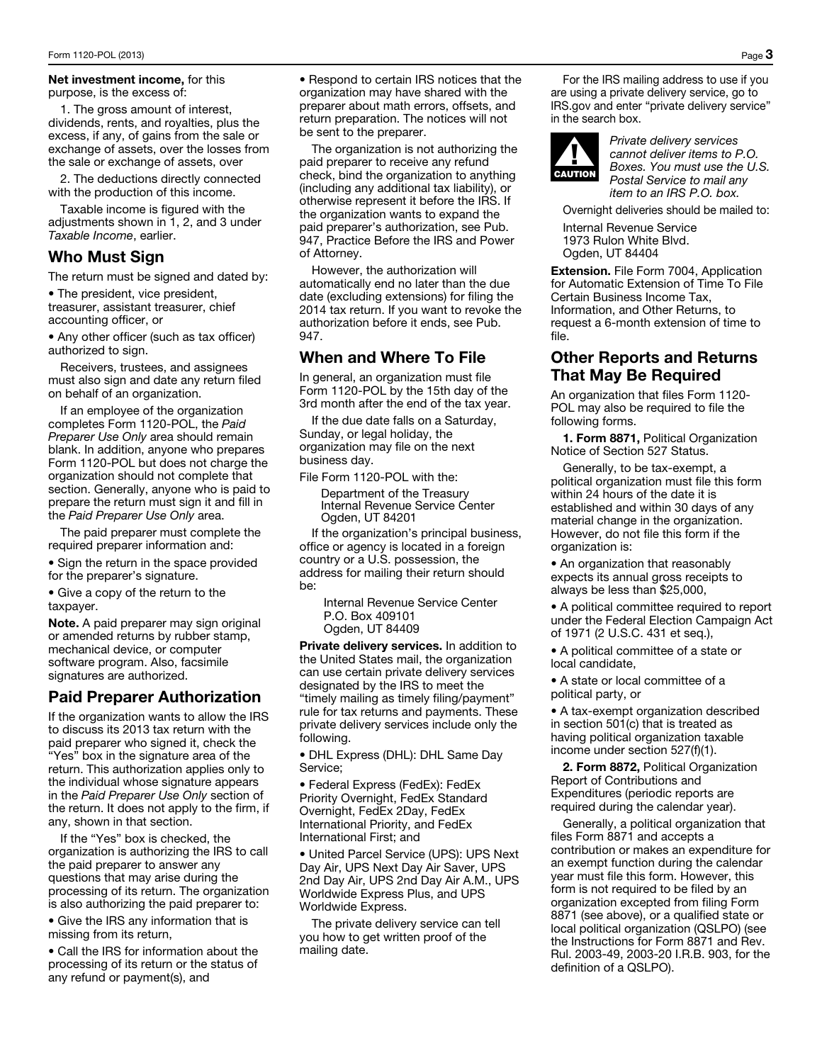**Net investment income,** for this purpose, is the excess of:

1. The gross amount of interest, dividends, rents, and royalties, plus the excess, if any, of gains from the sale or exchange of assets, over the losses from the sale or exchange of assets, over

2. The deductions directly connected with the production of this income.

Taxable income is figured with the adjustments shown in 1, 2, and 3 under *Taxable Income*, earlier.

## Who Must Sign

The return must be signed and dated by:

- The president, vice president, treasurer, assistant treasurer, chief accounting officer, or
- Any other officer (such as tax officer) authorized to sign.

Receivers, trustees, and assignees must also sign and date any return filed on behalf of an organization.

If an employee of the organization completes Form 1120-POL, the *Paid Preparer Use Only* area should remain blank. In addition, anyone who prepares Form 1120-POL but does not charge the organization should not complete that section. Generally, anyone who is paid to prepare the return must sign it and fill in the *Paid Preparer Use Only* area.

The paid preparer must complete the required preparer information and:

- Sign the return in the space provided for the preparer's signature.
- Give a copy of the return to the taxpayer.

**Note.** A paid preparer may sign original or amended returns by rubber stamp, mechanical device, or computer software program. Also, facsimile signatures are authorized.

## Paid Preparer Authorization

If the organization wants to allow the IRS to discuss its 2013 tax return with the paid preparer who signed it, check the "Yes" box in the signature area of the return. This authorization applies only to the individual whose signature appears in the *Paid Preparer Use Only* section of the return. It does not apply to the firm, if any, shown in that section.

If the "Yes" box is checked, the organization is authorizing the IRS to call the paid preparer to answer any questions that may arise during the processing of its return. The organization is also authorizing the paid preparer to:

- Give the IRS any information that is missing from its return,
- Call the IRS for information about the processing of its return or the status of any refund or payment(s), and
- Respond to certain IRS notices that the organization may have shared with the preparer about math errors, offsets, and return preparation. The notices will not be sent to the preparer.

The organization is not authorizing the paid preparer to receive any refund check, bind the organization to anything (including any additional tax liability), or otherwise represent it before the IRS. If the organization wants to expand the paid preparer's authorization, see Pub. 947, Practice Before the IRS and Power of Attorney.

However, the authorization will automatically end no later than the due date (excluding extensions) for filing the 2014 tax return. If you want to revoke the authorization before it ends, see Pub. 947.

## When and Where To File

In general, an organization must file Form 1120-POL by the 15th day of the 3rd month after the end of the tax year.

If the due date falls on a Saturday, Sunday, or legal holiday, the organization may file on the next business day.

File Form 1120-POL with the:

Department of the Treasury
Internal Revenue Service Center
Ogden, UT 84201

If the organization's principal business, office or agency is located in a foreign country or a U.S. possession, the address for mailing their return should be:

Internal Revenue Service Center
P.O. Box 409101
Ogden, UT 84409

**Private delivery services.** In addition to the United States mail, the organization can use certain private delivery services designated by the IRS to meet the "timely mailing as timely filing/payment" rule for tax returns and payments. These private delivery services include only the following.

- DHL Express (DHL): DHL Same Day Service;
- Federal Express (FedEx): FedEx Priority Overnight, FedEx Standard Overnight, FedEx 2Day, FedEx International Priority, and FedEx International First; and
- United Parcel Service (UPS): UPS Next Day Air, UPS Next Day Air Saver, UPS 2nd Day Air, UPS 2nd Day Air A.M., UPS Worldwide Express Plus, and UPS Worldwide Express.

The private delivery service can tell you how to get written proof of the mailing date.

For the IRS mailing address to use if you are using a private delivery service, go to IRS.gov and enter "private delivery service" in the search box.

**CAUTION:** *Private delivery services cannot deliver items to P.O. Boxes. You must use the U.S. Postal Service to mail any item to an IRS P.O. box.*

Overnight deliveries should be mailed to:

Internal Revenue Service
1973 Rulon White Blvd.
Ogden, UT 84404

**Extension.** File Form 7004, Application for Automatic Extension of Time To File Certain Business Income Tax, Information, and Other Returns, to request a 6-month extension of time to file.

## Other Reports and Returns That May Be Required

An organization that files Form 1120-POL may also be required to file the following forms.

**1. Form 8871,** Political Organization Notice of Section 527 Status.

Generally, to be tax-exempt, a political organization must file this form within 24 hours of the date it is established and within 30 days of any material change in the organization. However, do not file this form if the organization is:

- An organization that reasonably expects its annual gross receipts to always be less than $25,000,
- A political committee required to report under the Federal Election Campaign Act of 1971 (2 U.S.C. 431 et seq.),
- A political committee of a state or local candidate,
- A state or local committee of a political party, or
- A tax-exempt organization described in section 501(c) that is treated as having political organization taxable income under section 527(f)(1).

**2. Form 8872,** Political Organization Report of Contributions and Expenditures (periodic reports are required during the calendar year).

Generally, a political organization that files Form 8871 and accepts a contribution or makes an expenditure for an exempt function during the calendar year must file this form. However, this form is not required to be filed by an organization excepted from filing Form 8871 (see above), or a qualified state or local political organization (QSLPO) (see the Instructions for Form 8871 and Rev. Rul. 2003-49, 2003-20 I.R.B. 903, for the definition of a QSLPO).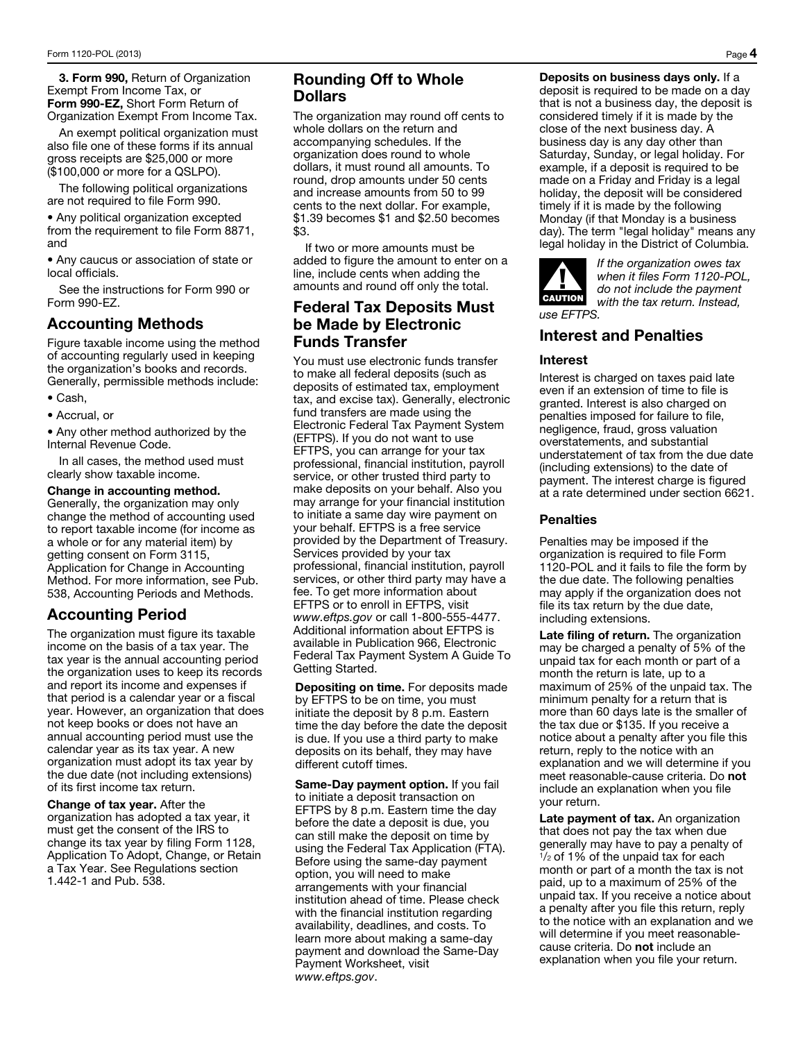**3. Form 990,** Return of Organization Exempt From Income Tax, or **Form 990-EZ,** Short Form Return of Organization Exempt From Income Tax.

An exempt political organization must also file one of these forms if its annual gross receipts are $25,000 or more ($100,000 or more for a QSLPO).

The following political organizations are not required to file Form 990.

- Any political organization excepted from the requirement to file Form 8871, and
- Any caucus or association of state or local officials.

See the instructions for Form 990 or Form 990-EZ.

## Accounting Methods

Figure taxable income using the method of accounting regularly used in keeping the organization's books and records. Generally, permissible methods include:

- Cash,
- Accrual, or
- Any other method authorized by the Internal Revenue Code.

In all cases, the method used must clearly show taxable income.

**Change in accounting method.** Generally, the organization may only change the method of accounting used to report taxable income (for income as a whole or for any material item) by getting consent on Form 3115, Application for Change in Accounting Method. For more information, see Pub. 538, Accounting Periods and Methods.

## Accounting Period

The organization must figure its taxable income on the basis of a tax year. The tax year is the annual accounting period the organization uses to keep its records and report its income and expenses if that period is a calendar year or a fiscal year. However, an organization that does not keep books or does not have an annual accounting period must use the calendar year as its tax year. A new organization must adopt its tax year by the due date (not including extensions) of its first income tax return.

**Change of tax year.** After the organization has adopted a tax year, it must get the consent of the IRS to change its tax year by filing Form 1128, Application To Adopt, Change, or Retain a Tax Year. See Regulations section 1.442-1 and Pub. 538.

## Rounding Off to Whole Dollars

The organization may round off cents to whole dollars on the return and accompanying schedules. If the organization does round to whole dollars, it must round all amounts. To round, drop amounts under 50 cents and increase amounts from 50 to 99 cents to the next dollar. For example, $1.39 becomes $1 and $2.50 becomes $3.

If two or more amounts must be added to figure the amount to enter on a line, include cents when adding the amounts and round off only the total.

## Federal Tax Deposits Must be Made by Electronic Funds Transfer

You must use electronic funds transfer to make all federal deposits (such as deposits of estimated tax, employment tax, and excise tax). Generally, electronic fund transfers are made using the Electronic Federal Tax Payment System (EFTPS). If you do not want to use EFTPS, you can arrange for your tax professional, financial institution, payroll service, or other trusted third party to make deposits on your behalf. Also you may arrange for your financial institution to initiate a same day wire payment on your behalf. EFTPS is a free service provided by the Department of Treasury. Services provided by your tax professional, financial institution, payroll services, or other third party may have a fee. To get more information about EFTPS or to enroll in EFTPS, visit *www.eftps.gov* or call 1-800-555-4477. Additional information about EFTPS is available in Publication 966, Electronic Federal Tax Payment System A Guide To Getting Started.

**Depositing on time.** For deposits made by EFTPS to be on time, you must initiate the deposit by 8 p.m. Eastern time the day before the date the deposit is due. If you use a third party to make deposits on its behalf, they may have different cutoff times.

**Same-Day payment option.** If you fail to initiate a deposit transaction on EFTPS by 8 p.m. Eastern time the day before the date a deposit is due, you can still make the deposit on time by using the Federal Tax Application (FTA). Before using the same-day payment option, you will need to make arrangements with your financial institution ahead of time. Please check with the financial institution regarding availability, deadlines, and costs. To learn more about making a same-day payment and download the Same-Day Payment Worksheet, visit *www.eftps.gov*.

**Deposits on business days only.** If a deposit is required to be made on a day that is not a business day, the deposit is considered timely if it is made by the close of the next business day. A business day is any day other than Saturday, Sunday, or legal holiday. For example, if a deposit is required to be made on a Friday and Friday is a legal holiday, the deposit will be considered timely if it is made by the following Monday (if that Monday is a business day). The term "legal holiday" means any legal holiday in the District of Columbia.

**CAUTION:** *If the organization owes tax when it files Form 1120-POL, do not include the payment with the tax return. Instead, use EFTPS.*

## Interest and Penalties

### Interest

Interest is charged on taxes paid late even if an extension of time to file is granted. Interest is also charged on penalties imposed for failure to file, negligence, fraud, gross valuation overstatements, and substantial understatement of tax from the due date (including extensions) to the date of payment. The interest charge is figured at a rate determined under section 6621.

### Penalties

Penalties may be imposed if the organization is required to file Form 1120-POL and it fails to file the form by the due date. The following penalties may apply if the organization does not file its tax return by the due date, including extensions.

**Late filing of return.** The organization may be charged a penalty of 5% of the unpaid tax for each month or part of a month the return is late, up to a maximum of 25% of the unpaid tax. The minimum penalty for a return that is more than 60 days late is the smaller of the tax due or $135. If you receive a notice about a penalty after you file this return, reply to the notice with an explanation and we will determine if you meet reasonable-cause criteria. Do **not** include an explanation when you file your return.

**Late payment of tax.** An organization that does not pay the tax when due generally may have to pay a penalty of 1/2 of 1% of the unpaid tax for each month or part of a month the tax is not paid, up to a maximum of 25% of the unpaid tax. If you receive a notice about a penalty after you file this return, reply to the notice with an explanation and we will determine if you meet reasonable-cause criteria. Do **not** include an explanation when you file your return.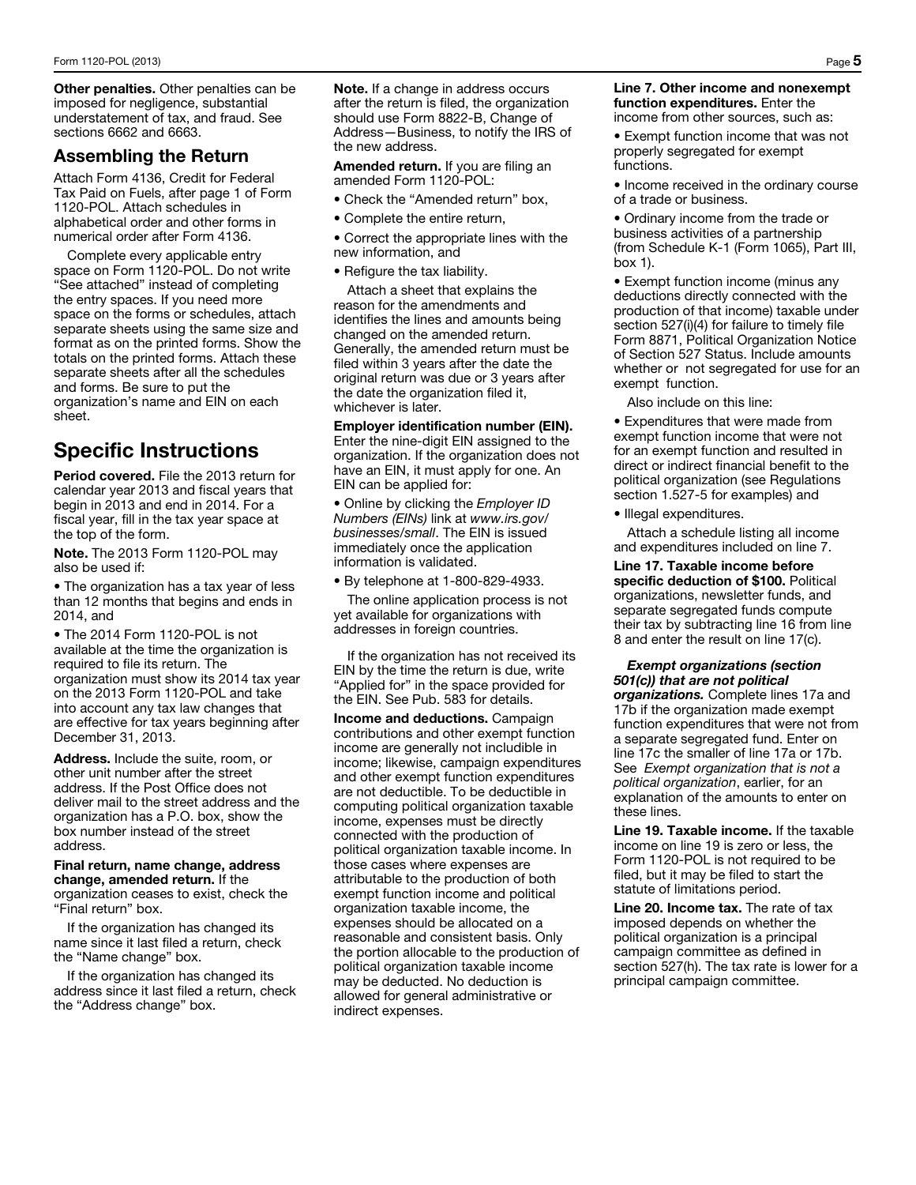**Other penalties.** Other penalties can be imposed for negligence, substantial understatement of tax, and fraud. See sections 6662 and 6663.

## Assembling the Return

Attach Form 4136, Credit for Federal Tax Paid on Fuels, after page 1 of Form 1120-POL. Attach schedules in alphabetical order and other forms in numerical order after Form 4136.

Complete every applicable entry space on Form 1120-POL. Do not write "See attached" instead of completing the entry spaces. If you need more space on the forms or schedules, attach separate sheets using the same size and format as on the printed forms. Show the totals on the printed forms. Attach these separate sheets after all the schedules and forms. Be sure to put the organization's name and EIN on each sheet.

# Specific Instructions

**Period covered.** File the 2013 return for calendar year 2013 and fiscal years that begin in 2013 and end in 2014. For a fiscal year, fill in the tax year space at the top of the form.

**Note.** The 2013 Form 1120-POL may also be used if:

- The organization has a tax year of less than 12 months that begins and ends in 2014, and
- The 2014 Form 1120-POL is not available at the time the organization is required to file its return. The organization must show its 2014 tax year on the 2013 Form 1120-POL and take into account any tax law changes that are effective for tax years beginning after December 31, 2013.

**Address.** Include the suite, room, or other unit number after the street address. If the Post Office does not deliver mail to the street address and the organization has a P.O. box, show the box number instead of the street address.

**Final return, name change, address change, amended return.** If the organization ceases to exist, check the "Final return" box.

If the organization has changed its name since it last filed a return, check the "Name change" box.

If the organization has changed its address since it last filed a return, check the "Address change" box.

**Note.** If a change in address occurs after the return is filed, the organization should use Form 8822-B, Change of Address—Business, to notify the IRS of the new address.

**Amended return.** If you are filing an amended Form 1120-POL:

- Check the "Amended return" box,
- Complete the entire return,
- Correct the appropriate lines with the new information, and
- Refigure the tax liability.

Attach a sheet that explains the reason for the amendments and identifies the lines and amounts being changed on the amended return. Generally, the amended return must be filed within 3 years after the date the original return was due or 3 years after the date the organization filed it, whichever is later.

**Employer identification number (EIN).** Enter the nine-digit EIN assigned to the organization. If the organization does not have an EIN, it must apply for one. An EIN can be applied for:

- Online by clicking the *Employer ID Numbers (EINs)* link at *www.irs.gov/businesses/small*. The EIN is issued immediately once the application information is validated.
- By telephone at 1-800-829-4933.

The online application process is not yet available for organizations with addresses in foreign countries.

If the organization has not received its EIN by the time the return is due, write "Applied for" in the space provided for the EIN. See Pub. 583 for details.

**Income and deductions.** Campaign contributions and other exempt function income are generally not includible in income; likewise, campaign expenditures and other exempt function expenditures are not deductible. To be deductible in computing political organization taxable income, expenses must be directly connected with the production of political organization taxable income. In those cases where expenses are attributable to the production of both exempt function income and political organization taxable income, the expenses should be allocated on a reasonable and consistent basis. Only the portion allocable to the production of political organization taxable income may be deducted. No deduction is allowed for general administrative or indirect expenses.

**Line 7. Other income and nonexempt function expenditures.** Enter the income from other sources, such as:

- Exempt function income that was not properly segregated for exempt functions.
- Income received in the ordinary course of a trade or business.
- Ordinary income from the trade or business activities of a partnership (from Schedule K-1 (Form 1065), Part III, box 1).
- Exempt function income (minus any deductions directly connected with the production of that income) taxable under section 527(i)(4) for failure to timely file Form 8871, Political Organization Notice of Section 527 Status. Include amounts whether or not segregated for use for an exempt function.

Also include on this line:

- Expenditures that were made from exempt function income that were not for an exempt function and resulted in direct or indirect financial benefit to the political organization (see Regulations section 1.527-5 for examples) and
- Illegal expenditures.

Attach a schedule listing all income and expenditures included on line 7.

**Line 17. Taxable income before specific deduction of $100.** Political organizations, newsletter funds, and separate segregated funds compute their tax by subtracting line 16 from line 8 and enter the result on line 17(c).

***Exempt organizations (section 501(c)) that are not political organizations.*** Complete lines 17a and 17b if the organization made exempt function expenditures that were not from a separate segregated fund. Enter on line 17c the smaller of line 17a or 17b. See *Exempt organization that is not a political organization*, earlier, for an explanation of the amounts to enter on these lines.

**Line 19. Taxable income.** If the taxable income on line 19 is zero or less, the Form 1120-POL is not required to be filed, but it may be filed to start the statute of limitations period.

**Line 20. Income tax.** The rate of tax imposed depends on whether the political organization is a principal campaign committee as defined in section 527(h). The tax rate is lower for a principal campaign committee.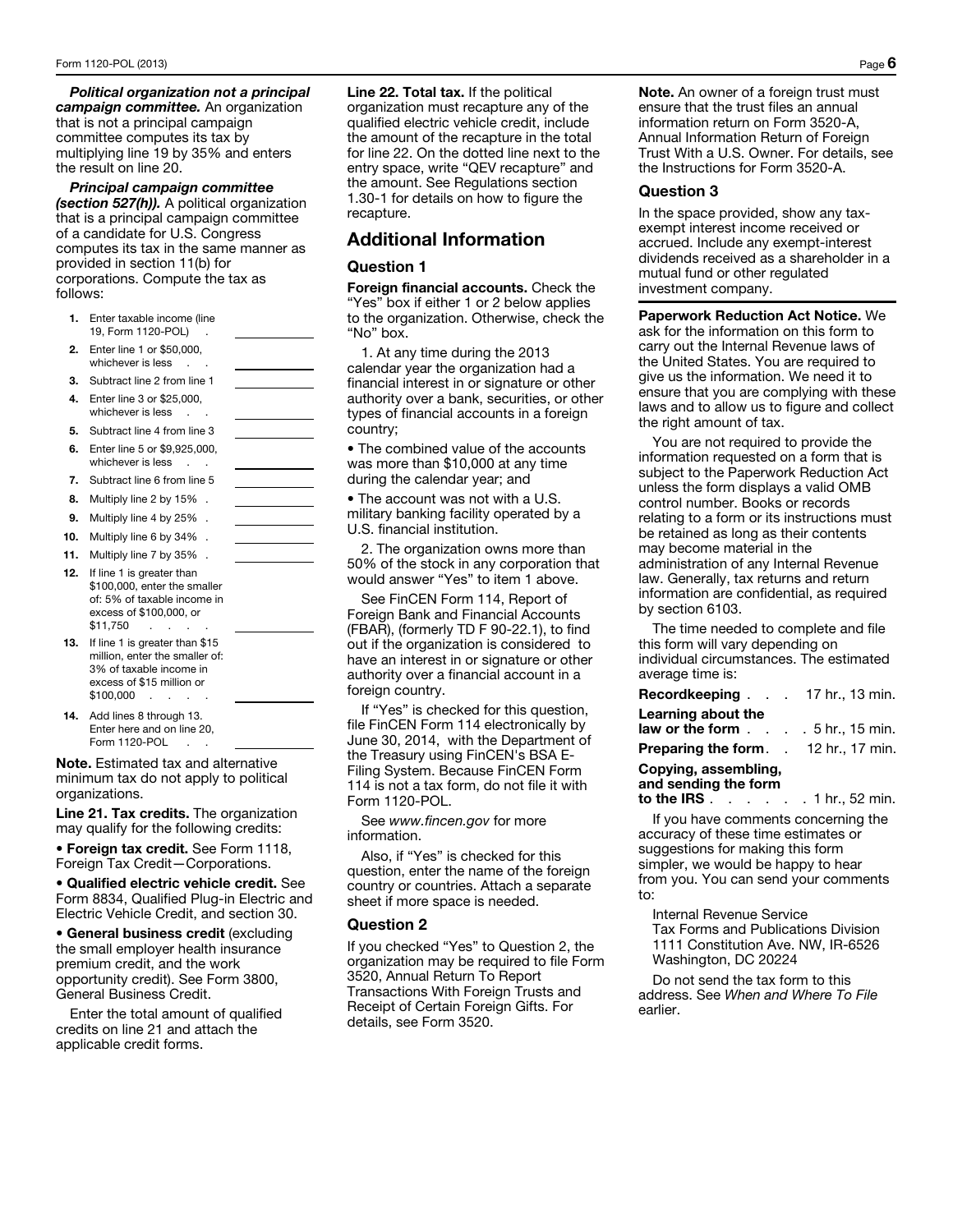***Political organization not a principal campaign committee.*** An organization that is not a principal campaign committee computes its tax by multiplying line 19 by 35% and enters the result on line 20.

***Principal campaign committee (section 527(h)).*** A political organization that is a principal campaign committee of a candidate for U.S. Congress computes its tax in the same manner as provided in section 11(b) for corporations. Compute the tax as follows:

| | | |
|---|---|---|
| **1.** | Enter taxable income (line 19, Form 1120-POL) | |
| **2.** | Enter line 1 or $50,000, whichever is less | |
| **3.** | Subtract line 2 from line 1 | |
| **4.** | Enter line 3 or $25,000, whichever is less | |
| **5.** | Subtract line 4 from line 3 | |
| **6.** | Enter line 5 or $9,925,000, whichever is less | |
| **7.** | Subtract line 6 from line 5 | |
| **8.** | Multiply line 2 by 15% | |
| **9.** | Multiply line 4 by 25% | |
| **10.** | Multiply line 6 by 34% | |
| **11.** | Multiply line 7 by 35% | |
| **12.** | If line 1 is greater than $100,000, enter the smaller of: 5% of taxable income in excess of $100,000, or $11,750 | |
| **13.** | If line 1 is greater than $15 million, enter the smaller of: 3% of taxable income in excess of $15 million or $100,000 | |
| **14.** | Add lines 8 through 13. Enter here and on line 20, Form 1120-POL | |

**Note.** Estimated tax and alternative minimum tax do not apply to political organizations.

**Line 21. Tax credits.** The organization may qualify for the following credits:

- **Foreign tax credit.** See Form 1118, Foreign Tax Credit—Corporations.
- **Qualified electric vehicle credit.** See Form 8834, Qualified Plug-in Electric and Electric Vehicle Credit, and section 30.
- **General business credit** (excluding the small employer health insurance premium credit, and the work opportunity credit). See Form 3800, General Business Credit.

Enter the total amount of qualified credits on line 21 and attach the applicable credit forms.

**Line 22. Total tax.** If the political organization must recapture any of the qualified electric vehicle credit, include the amount of the recapture in the total for line 22. On the dotted line next to the entry space, write "QEV recapture" and the amount. See Regulations section 1.30-1 for details on how to figure the recapture.

## Additional Information

### Question 1

**Foreign financial accounts.** Check the "Yes" box if either 1 or 2 below applies to the organization. Otherwise, check the "No" box.

1. At any time during the 2013 calendar year the organization had a financial interest in or signature or other authority over a bank, securities, or other types of financial accounts in a foreign country;

- The combined value of the accounts was more than $10,000 at any time during the calendar year; and
- The account was not with a U.S. military banking facility operated by a U.S. financial institution.

2. The organization owns more than 50% of the stock in any corporation that would answer "Yes" to item 1 above.

See FinCEN Form 114, Report of Foreign Bank and Financial Accounts (FBAR), (formerly TD F 90-22.1), to find out if the organization is considered to have an interest in or signature or other authority over a financial account in a foreign country.

If "Yes" is checked for this question, file FinCEN Form 114 electronically by June 30, 2014, with the Department of the Treasury using FinCEN's BSA E-Filing System. Because FinCEN Form 114 is not a tax form, do not file it with Form 1120-POL.

See *www.fincen.gov* for more information.

Also, if "Yes" is checked for this question, enter the name of the foreign country or countries. Attach a separate sheet if more space is needed.

### Question 2

If you checked "Yes" to Question 2, the organization may be required to file Form 3520, Annual Return To Report Transactions With Foreign Trusts and Receipt of Certain Foreign Gifts. For details, see Form 3520.

**Note.** An owner of a foreign trust must ensure that the trust files an annual information return on Form 3520-A, Annual Information Return of Foreign Trust With a U.S. Owner. For details, see the Instructions for Form 3520-A.

### Question 3

In the space provided, show any tax-exempt interest income received or accrued. Include any exempt-interest dividends received as a shareholder in a mutual fund or other regulated investment company.

**Paperwork Reduction Act Notice.** We ask for the information on this form to carry out the Internal Revenue laws of the United States. You are required to give us the information. We need it to ensure that you are complying with these laws and to allow us to figure and collect the right amount of tax.

You are not required to provide the information requested on a form that is subject to the Paperwork Reduction Act unless the form displays a valid OMB control number. Books or records relating to a form or its instructions must be retained as long as their contents may become material in the administration of any Internal Revenue law. Generally, tax returns and return information are confidential, as required by section 6103.

The time needed to complete and file this form will vary depending on individual circumstances. The estimated average time is:

| | |
|---|---|
| **Recordkeeping** | 17 hr., 13 min. |
| **Learning about the law or the form** | 5 hr., 15 min. |
| **Preparing the form** | 12 hr., 17 min. |
| **Copying, assembling, and sending the form to the IRS** | 1 hr., 52 min. |

If you have comments concerning the accuracy of these time estimates or suggestions for making this form simpler, we would be happy to hear from you. You can send your comments to:

Internal Revenue Service
Tax Forms and Publications Division
1111 Constitution Ave. NW, IR-6526
Washington, DC 20224

Do not send the tax form to this address. See *When and Where To File* earlier.